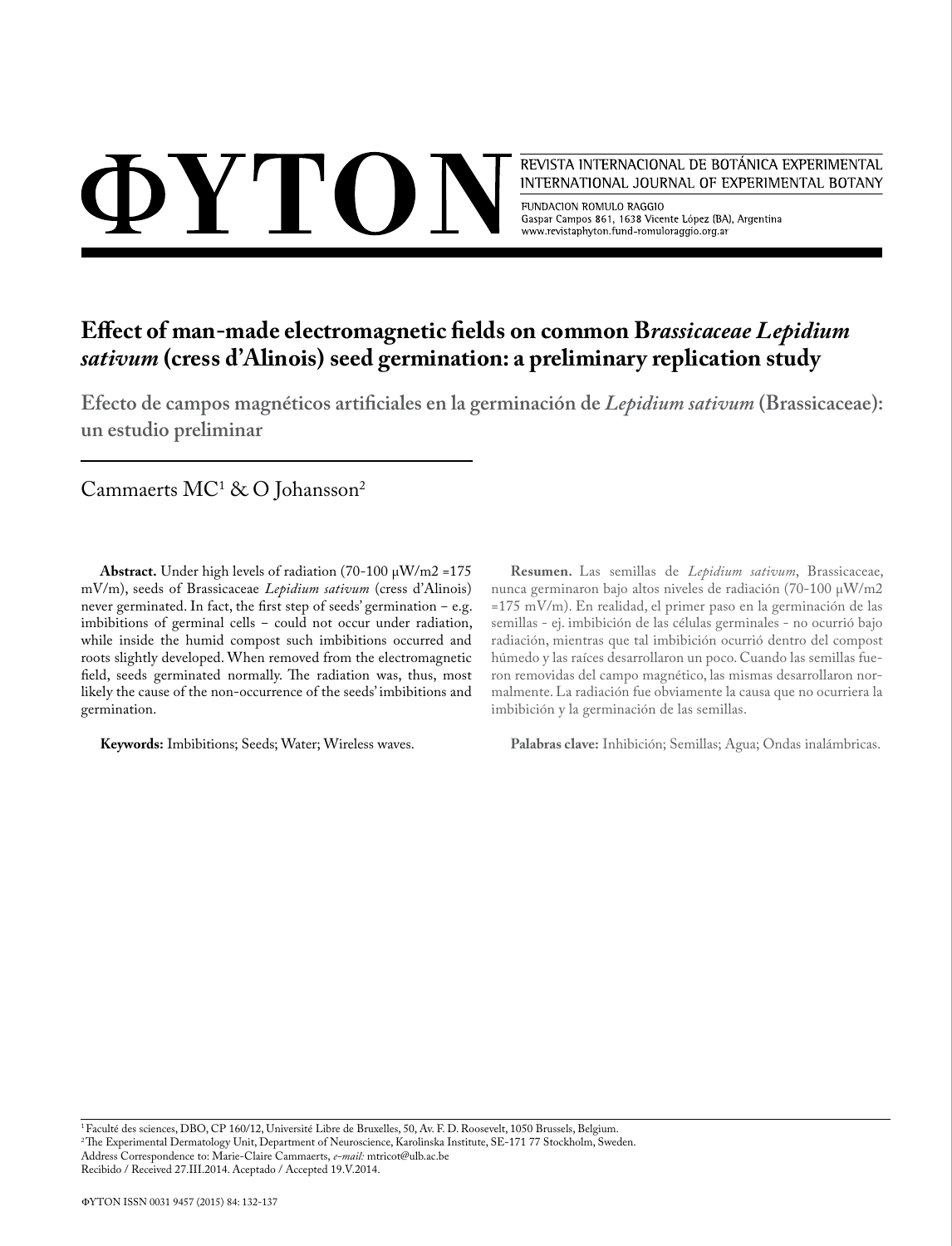ΦYTON

REVISTA INTERNACIONAL DE BOTÁNICA EXPERIMENTAL
INTERNATIONAL JOURNAL OF EXPERIMENTAL BOTANY

FUNDACION ROMULO RAGGIO
Gaspar Campos 861, 1638 Vicente López (BA), Argentina
www.revistaphyton.fund-romuloraggio.org.ar

# Effect of man-made electromagnetic fields on common B*rassicaceae Lepidium sativum* (cress d'Alinois) seed germination: a preliminary replication study

## Efecto de campos magnéticos artificiales en la germinación de *Lepidium sativum* (Brassicaceae): un estudio preliminar

Cammaerts MC[1] & O Johansson[2]

**Abstract.** Under high levels of radiation (70-100 μW/m2 =175 mV/m), seeds of Brassicaceae *Lepidium sativum* (cress d'Alinois) never germinated. In fact, the first step of seeds' germination – e.g. imbibitions of germinal cells – could not occur under radiation, while inside the humid compost such imbibitions occurred and roots slightly developed. When removed from the electromagnetic field, seeds germinated normally. The radiation was, thus, most likely the cause of the non-occurrence of the seeds' imbibitions and germination.

**Keywords:** Imbibitions; Seeds; Water; Wireless waves.

**Resumen.** Las semillas de *Lepidium sativum*, Brassicaceae, nunca germinaron bajo altos niveles de radiación (70-100 μW/m2 =175 mV/m). En realidad, el primer paso en la germinación de las semillas - ej. imbibición de las células germinales - no ocurrió bajo radiación, mientras que tal imbibición ocurrió dentro del compost húmedo y las raíces desarrollaron un poco. Cuando las semillas fueron removidas del campo magnético, las mismas desarrollaron normalmente. La radiación fue obviamente la causa que no ocurriera la imbibición y la germinación de las semillas.

**Palabras clave:** Inhibición; Semillas; Agua; Ondas inalámbricas.

[1] Faculté des sciences, DBO, CP 160/12, Université Libre de Bruxelles, 50, Av. F. D. Roosevelt, 1050 Brussels, Belgium.
[2] The Experimental Dermatology Unit, Department of Neuroscience, Karolinska Institute, SE-171 77 Stockholm, Sweden.
Address Correspondence to: Marie-Claire Cammaerts, *e-mail:* mtricot@ulb.ac.be
Recibido / Received 27.III.2014. Aceptado / Accepted 19.V.2014.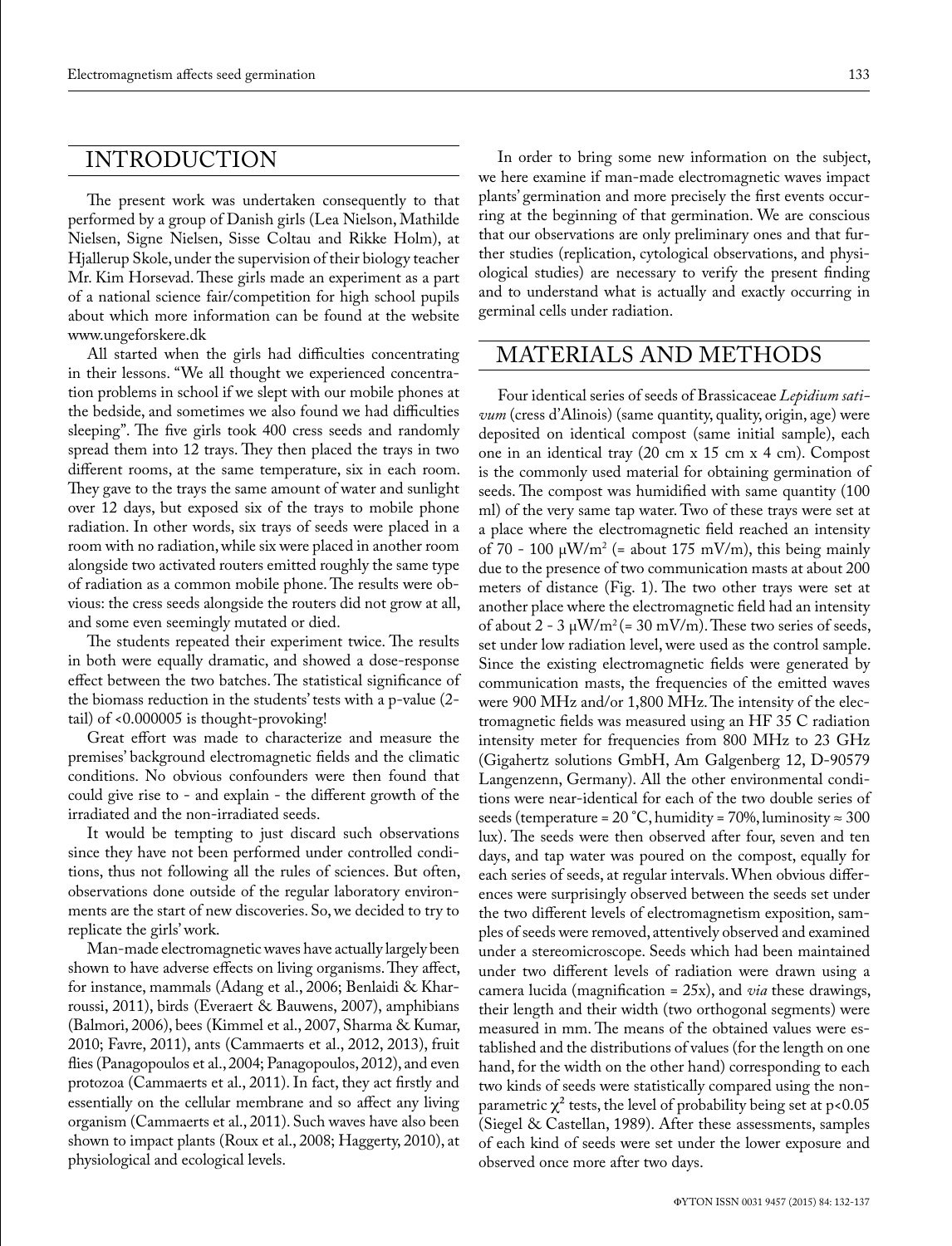## INTRODUCTION

The present work was undertaken consequently to that performed by a group of Danish girls (Lea Nielson, Mathilde Nielsen, Signe Nielsen, Sisse Coltau and Rikke Holm), at Hjallerup Skole, under the supervision of their biology teacher Mr. Kim Horsevad. These girls made an experiment as a part of a national science fair/competition for high school pupils about which more information can be found at the website www.ungeforskere.dk

All started when the girls had difficulties concentrating in their lessons. "We all thought we experienced concentration problems in school if we slept with our mobile phones at the bedside, and sometimes we also found we had difficulties sleeping". The five girls took 400 cress seeds and randomly spread them into 12 trays. They then placed the trays in two different rooms, at the same temperature, six in each room. They gave to the trays the same amount of water and sunlight over 12 days, but exposed six of the trays to mobile phone radiation. In other words, six trays of seeds were placed in a room with no radiation, while six were placed in another room alongside two activated routers emitted roughly the same type of radiation as a common mobile phone. The results were obvious: the cress seeds alongside the routers did not grow at all, and some even seemingly mutated or died.

The students repeated their experiment twice. The results in both were equally dramatic, and showed a dose-response effect between the two batches. The statistical significance of the biomass reduction in the students' tests with a p-value (2-tail) of <0.000005 is thought-provoking!

Great effort was made to characterize and measure the premises' background electromagnetic fields and the climatic conditions. No obvious confounders were then found that could give rise to - and explain - the different growth of the irradiated and the non-irradiated seeds.

It would be tempting to just discard such observations since they have not been performed under controlled conditions, thus not following all the rules of sciences. But often, observations done outside of the regular laboratory environments are the start of new discoveries. So, we decided to try to replicate the girls' work.

Man-made electromagnetic waves have actually largely been shown to have adverse effects on living organisms. They affect, for instance, mammals (Adang et al., 2006; Benlaidi & Kharroussi, 2011), birds (Everaert & Bauwens, 2007), amphibians (Balmori, 2006), bees (Kimmel et al., 2007, Sharma & Kumar, 2010; Favre, 2011), ants (Cammaerts et al., 2012, 2013), fruit flies (Panagopoulos et al., 2004; Panagopoulos, 2012), and even protozoa (Cammaerts et al., 2011). In fact, they act firstly and essentially on the cellular membrane and so affect any living organism (Cammaerts et al., 2011). Such waves have also been shown to impact plants (Roux et al., 2008; Haggerty, 2010), at physiological and ecological levels.

In order to bring some new information on the subject, we here examine if man-made electromagnetic waves impact plants' germination and more precisely the first events occurring at the beginning of that germination. We are conscious that our observations are only preliminary ones and that further studies (replication, cytological observations, and physiological studies) are necessary to verify the present finding and to understand what is actually and exactly occurring in germinal cells under radiation.

## MATERIALS AND METHODS

Four identical series of seeds of Brassicaceae *Lepidium sativum* (cress d'Alinois) (same quantity, quality, origin, age) were deposited on identical compost (same initial sample), each one in an identical tray (20 cm x 15 cm x 4 cm). Compost is the commonly used material for obtaining germination of seeds. The compost was humidified with same quantity (100 ml) of the very same tap water. Two of these trays were set at a place where the electromagnetic field reached an intensity of 70 - 100 $\mu W/m^2$ (= about 175 mV/m), this being mainly due to the presence of two communication masts at about 200 meters of distance (Fig. 1). The two other trays were set at another place where the electromagnetic field had an intensity of about 2 - 3 $\mu W/m^2$ (= 30 mV/m). These two series of seeds, set under low radiation level, were used as the control sample. Since the existing electromagnetic fields were generated by communication masts, the frequencies of the emitted waves were 900 MHz and/or 1,800 MHz. The intensity of the electromagnetic fields was measured using an HF 35 C radiation intensity meter for frequencies from 800 MHz to 23 GHz (Gigahertz solutions GmbH, Am Galgenberg 12, D-90579 Langenzenn, Germany). All the other environmental conditions were near-identical for each of the two double series of seeds (temperature = 20 °C, humidity = 70%, luminosity ≈ 300 lux). The seeds were then observed after four, seven and ten days, and tap water was poured on the compost, equally for each series of seeds, at regular intervals. When obvious differences were surprisingly observed between the seeds set under the two different levels of electromagnetism exposition, samples of seeds were removed, attentively observed and examined under a stereomicroscope. Seeds which had been maintained under two different levels of radiation were drawn using a camera lucida (magnification = 25x), and *via* these drawings, their length and their width (two orthogonal segments) were measured in mm. The means of the obtained values were established and the distributions of values (for the length on one hand, for the width on the other hand) corresponding to each two kinds of seeds were statistically compared using the non-parametric $\chi^2$ tests, the level of probability being set at $p<0.05$ (Siegel & Castellan, 1989). After these assessments, samples of each kind of seeds were set under the lower exposure and observed once more after two days.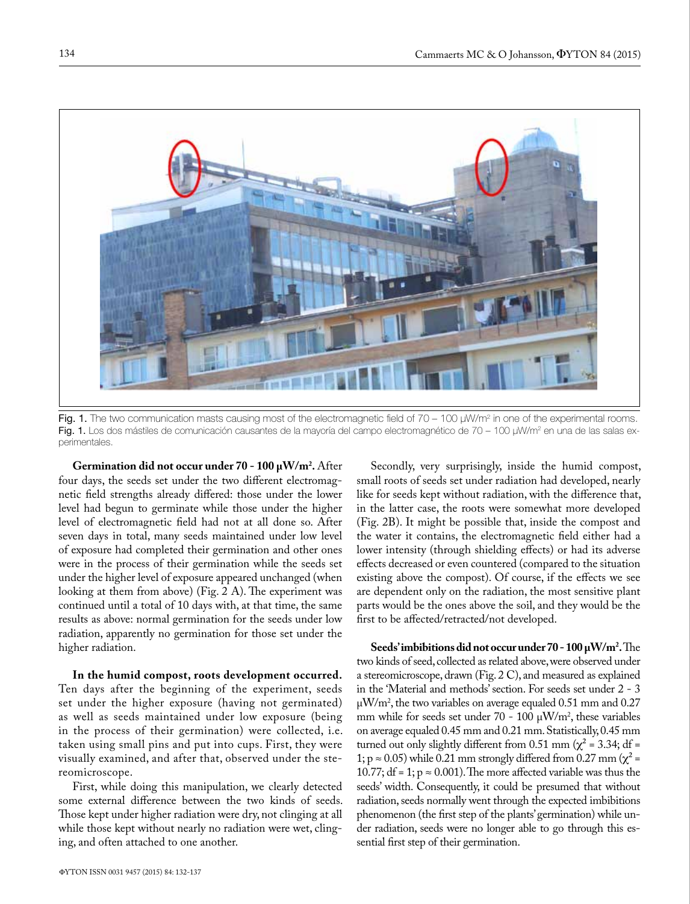Fig. 1. The two communication masts causing most of the electromagnetic field of 70 – 100 μW/m² in one of the experimental rooms.
Fig. 1. Los dos mástiles de comunicación causantes de la mayoría del campo electromagnético de 70 – 100 μW/m² en una de las salas experimentales.

**Germination did not occur under 70 - 100 μW/m².** After four days, the seeds set under the two different electromagnetic field strengths already differed: those under the lower level had begun to germinate while those under the higher level of electromagnetic field had not at all done so. After seven days in total, many seeds maintained under low level of exposure had completed their germination and other ones were in the process of their germination while the seeds set under the higher level of exposure appeared unchanged (when looking at them from above) (Fig. 2 A). The experiment was continued until a total of 10 days with, at that time, the same results as above: normal germination for the seeds under low radiation, apparently no germination for those set under the higher radiation.

**In the humid compost, roots development occurred.** Ten days after the beginning of the experiment, seeds set under the higher exposure (having not germinated) as well as seeds maintained under low exposure (being in the process of their germination) were collected, i.e. taken using small pins and put into cups. First, they were visually examined, and after that, observed under the stereomicroscope.

First, while doing this manipulation, we clearly detected some external difference between the two kinds of seeds. Those kept under higher radiation were dry, not clinging at all while those kept without nearly no radiation were wet, clinging, and often attached to one another.

Secondly, very surprisingly, inside the humid compost, small roots of seeds set under radiation had developed, nearly like for seeds kept without radiation, with the difference that, in the latter case, the roots were somewhat more developed (Fig. 2B). It might be possible that, inside the compost and the water it contains, the electromagnetic field either had a lower intensity (through shielding effects) or had its adverse effects decreased or even countered (compared to the situation existing above the compost). Of course, if the effects we see are dependent only on the radiation, the most sensitive plant parts would be the ones above the soil, and they would be the first to be affected/retracted/not developed.

**Seeds' imbibitions did not occur under 70 - 100 μW/m².** The two kinds of seed, collected as related above, were observed under a stereomicroscope, drawn (Fig. 2 C), and measured as explained in the 'Material and methods' section. For seeds set under 2 - 3 μW/m², the two variables on average equaled 0.51 mm and 0.27 mm while for seeds set under 70 - 100 μW/m², these variables on average equaled 0.45 mm and 0.21 mm. Statistically, 0.45 mm turned out only slightly different from 0.51 mm ($\chi^2 = 3.34$; df = 1; $p \approx 0.05$) while 0.21 mm strongly differed from 0.27 mm ($\chi^2 = 10.77$; df = 1; $p \approx 0.001$). The more affected variable was thus the seeds' width. Consequently, it could be presumed that without radiation, seeds normally went through the expected imbibitions phenomenon (the first step of the plants' germination) while under radiation, seeds were no longer able to go through this essential first step of their germination.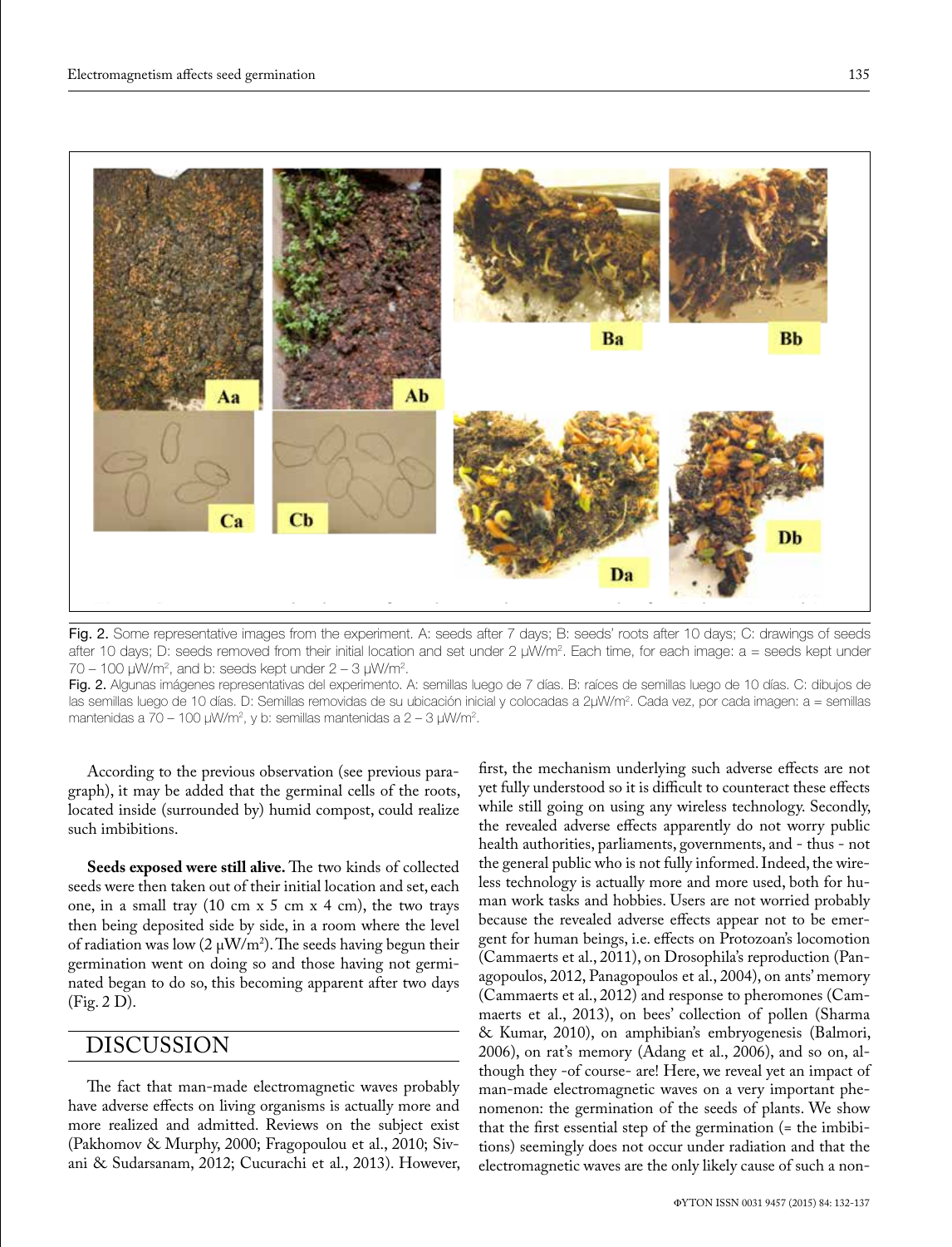Fig. 2. Some representative images from the experiment. A: seeds after 7 days; B: seeds' roots after 10 days; C: drawings of seeds after 10 days; D: seeds removed from their initial location and set under 2 µW/m$^2$. Each time, for each image: a = seeds kept under 70 – 100 µW/m$^2$, and b: seeds kept under 2 – 3 µW/m$^2$.

Fig. 2. Algunas imágenes representativas del experimento. A: semillas luego de 7 días. B: raíces de semillas luego de 10 días. C: dibujos de las semillas luego de 10 días. D: Semillas removidas de su ubicación inicial y colocadas a 2µW/m$^2$. Cada vez, por cada imagen: a = semillas mantenidas a 70 – 100 µW/m$^2$, y b: semillas mantenidas a 2 – 3 µW/m$^2$.

According to the previous observation (see previous paragraph), it may be added that the germinal cells of the roots, located inside (surrounded by) humid compost, could realize such imbibitions.

**Seeds exposed were still alive.** The two kinds of collected seeds were then taken out of their initial location and set, each one, in a small tray (10 cm x 5 cm x 4 cm), the two trays then being deposited side by side, in a room where the level of radiation was low (2 µW/m$^2$). The seeds having begun their germination went on doing so and those having not germinated began to do so, this becoming apparent after two days (Fig. 2 D).

## DISCUSSION

The fact that man-made electromagnetic waves probably have adverse effects on living organisms is actually more and more realized and admitted. Reviews on the subject exist (Pakhomov & Murphy, 2000; Fragopoulou et al., 2010; Sivani & Sudarsanam, 2012; Cucurachi et al., 2013). However, first, the mechanism underlying such adverse effects are not yet fully understood so it is difficult to counteract these effects while still going on using any wireless technology. Secondly, the revealed adverse effects apparently do not worry public health authorities, parliaments, governments, and - thus - not the general public who is not fully informed. Indeed, the wireless technology is actually more and more used, both for human work tasks and hobbies. Users are not worried probably because the revealed adverse effects appear not to be emergent for human beings, i.e. effects on Protozoan's locomotion (Cammaerts et al., 2011), on Drosophila's reproduction (Panagopoulos, 2012, Panagopoulos et al., 2004), on ants' memory (Cammaerts et al., 2012) and response to pheromones (Cammaerts et al., 2013), on bees' collection of pollen (Sharma & Kumar, 2010), on amphibian's embryogenesis (Balmori, 2006), on rat's memory (Adang et al., 2006), and so on, although they -of course- are! Here, we reveal yet an impact of man-made electromagnetic waves on a very important phenomenon: the germination of the seeds of plants. We show that the first essential step of the germination (= the imbibitions) seemingly does not occur under radiation and that the electromagnetic waves are the only likely cause of such a non-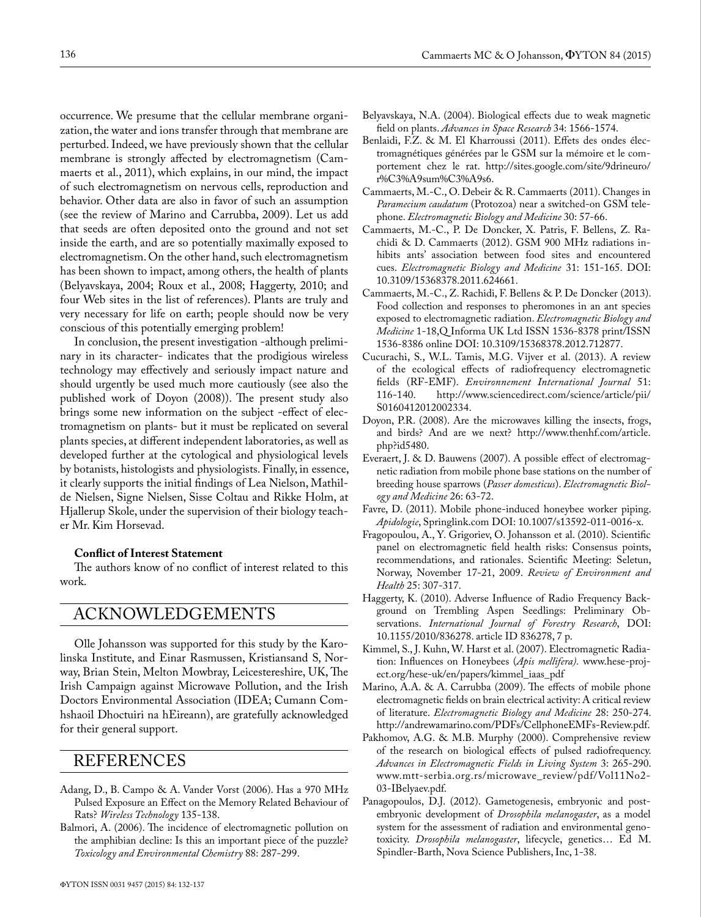occurrence. We presume that the cellular membrane organization, the water and ions transfer through that membrane are perturbed. Indeed, we have previously shown that the cellular membrane is strongly affected by electromagnetism (Cammaerts et al., 2011), which explains, in our mind, the impact of such electromagnetism on nervous cells, reproduction and behavior. Other data are also in favor of such an assumption (see the review of Marino and Carrubba, 2009). Let us add that seeds are often deposited onto the ground and not set inside the earth, and are so potentially maximally exposed to electromagnetism. On the other hand, such electromagnetism has been shown to impact, among others, the health of plants (Belyavskaya, 2004; Roux et al., 2008; Haggerty, 2010; and four Web sites in the list of references). Plants are truly and very necessary for life on earth; people should now be very conscious of this potentially emerging problem!

In conclusion, the present investigation -although preliminary in its character- indicates that the prodigious wireless technology may effectively and seriously impact nature and should urgently be used much more cautiously (see also the published work of Doyon (2008)). The present study also brings some new information on the subject -effect of electromagnetism on plants- but it must be replicated on several plants species, at different independent laboratories, as well as developed further at the cytological and physiological levels by botanists, histologists and physiologists. Finally, in essence, it clearly supports the initial findings of Lea Nielson, Mathilde Nielsen, Signe Nielsen, Sisse Coltau and Rikke Holm, at Hjallerup Skole, under the supervision of their biology teacher Mr. Kim Horsevad.

**Conflict of Interest Statement**

The authors know of no conflict of interest related to this work.

## ACKNOWLEDGEMENTS

Olle Johansson was supported for this study by the Karolinska Institute, and Einar Rasmussen, Kristiansand S, Norway, Brian Stein, Melton Mowbray, Leicestereshire, UK, The Irish Campaign against Microwave Pollution, and the Irish Doctors Environmental Association (IDEA; Cumann Comhshaoil Dhoctuiri na hEireann), are gratefully acknowledged for their general support.

## REFERENCES

Adang, D., B. Campo & A. Vander Vorst (2006). Has a 970 MHz Pulsed Exposure an Effect on the Memory Related Behaviour of Rats? *Wireless Technology* 135-138.

Balmori, A. (2006). The incidence of electromagnetic pollution on the amphibian decline: Is this an important piece of the puzzle? *Toxicology and Environmental Chemistry* 88: 287-299.

Belyavskaya, N.A. (2004). Biological effects due to weak magnetic field on plants. *Advances in Space Research* 34: 1566-1574.

Benlaidi, F.Z. & M. El Kharroussi (2011). Effets des ondes électromagnétiques générées par le GSM sur la mémoire et le comportement chez le rat. http://sites.google.com/site/9drineuro/r%C3%A9sum%C3%A9s6.

Cammaerts, M.-C., O. Debeir & R. Cammaerts (2011). Changes in *Paramecium caudatum* (Protozoa) near a switched-on GSM telephone. *Electromagnetic Biology and Medicine* 30: 57-66.

Cammaerts, M.-C., P. De Doncker, X. Patris, F. Bellens, Z. Rachidi & D. Cammaerts (2012). GSM 900 MHz radiations inhibits ants' association between food sites and encountered cues. *Electromagnetic Biology and Medicine* 31: 151-165. DOI: 10.3109/15368378.2011.624661.

Cammaerts, M.-C., Z. Rachidi, F. Bellens & P. De Doncker (2013). Food collection and responses to pheromones in an ant species exposed to electromagnetic radiation. *Electromagnetic Biology and Medicine* 1-18,Q Informa UK Ltd ISSN 1536-8378 print/ISSN 1536-8386 online DOI: 10.3109/15368378.2012.712877.

Cucurachi, S., W.L. Tamis, M.G. Vijver et al. (2013). A review of the ecological effects of radiofrequency electromagnetic fields (RF-EMF). *Environnement International Journal* 51: 116-140. http://www.sciencedirect.com/science/article/pii/S0160412012002334.

Doyon, P.R. (2008). Are the microwaves killing the insects, frogs, and birds? And are we next? http://www.thenhf.com/article.php?id5480.

Everaert, J. & D. Bauwens (2007). A possible effect of electromagnetic radiation from mobile phone base stations on the number of breeding house sparrows (*Passer domesticus*). *Electromagnetic Biology and Medicine* 26: 63-72.

Favre, D. (2011). Mobile phone-induced honeybee worker piping. *Apidologie*, Springlink.com DOI: 10.1007/s13592-011-0016-x.

Fragopoulou, A., Y. Grigoriev, O. Johansson et al. (2010). Scientific panel on electromagnetic field health risks: Consensus points, recommendations, and rationales. Scientific Meeting: Seletun, Norway, November 17-21, 2009. *Review of Environment and Health* 25: 307-317.

Haggerty, K. (2010). Adverse Influence of Radio Frequency Background on Trembling Aspen Seedlings: Preliminary Observations. *International Journal of Forestry Research*, DOI: 10.1155/2010/836278. article ID 836278, 7 p.

Kimmel, S., J. Kuhn, W. Harst et al. (2007). Electromagnetic Radiation: Influences on Honeybees (*Apis mellifera).* www.hese-project.org/hese-uk/en/papers/kimmel_iaas_pdf

Marino, A.A. & A. Carrubba (2009). The effects of mobile phone electromagnetic fields on brain electrical activity: A critical review of literature. *Electromagnetic Biology and Medicine* 28: 250-274. http://andrewamarino.com/PDFs/CellphoneEMFs-Review.pdf.

Pakhomov, A.G. & M.B. Murphy (2000). Comprehensive review of the research on biological effects of pulsed radiofrequency. *Advances in Electromagnetic Fields in Living System* 3: 265-290. www.mtt-serbia.org.rs/microwave_review/pdf/Vol11No2-03-IBelyaev.pdf.

Panagopoulos, D.J. (2012). Gametogenesis, embryonic and post-embryonic development of *Drosophila melanogaster*, as a model system for the assessment of radiation and environmental genotoxicity. *Drosophila melanogaster*, lifecycle, genetics… Ed M. Spindler-Barth, Nova Science Publishers, Inc, 1-38.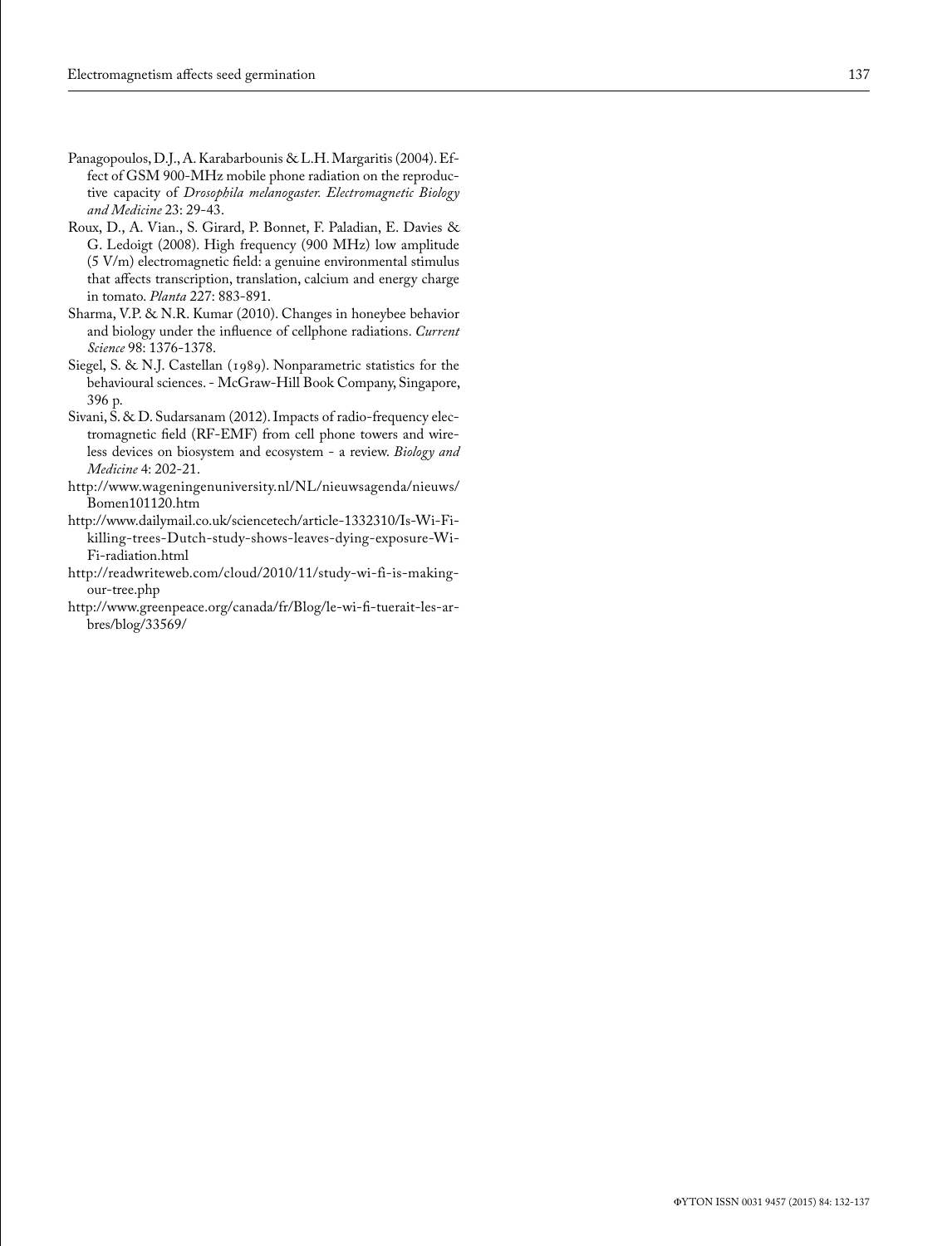Panagopoulos, D.J., A. Karabarbounis & L.H. Margaritis (2004). Effect of GSM 900-MHz mobile phone radiation on the reproductive capacity of *Drosophila melanogaster. Electromagnetic Biology and Medicine* 23: 29-43.

Roux, D., A. Vian., S. Girard, P. Bonnet, F. Paladian, E. Davies & G. Ledoigt (2008). High frequency (900 MHz) low amplitude (5 V/m) electromagnetic field: a genuine environmental stimulus that affects transcription, translation, calcium and energy charge in tomato. *Planta* 227: 883-891.

Sharma, V.P. & N.R. Kumar (2010). Changes in honeybee behavior and biology under the influence of cellphone radiations. *Current Science* 98: 1376-1378.

Siegel, S. & N.J. Castellan (1989). Nonparametric statistics for the behavioural sciences. - McGraw-Hill Book Company, Singapore, 396 p.

Sivani, S. & D. Sudarsanam (2012). Impacts of radio-frequency electromagnetic field (RF-EMF) from cell phone towers and wireless devices on biosystem and ecosystem - a review. *Biology and Medicine* 4: 202-21.

http://www.wageningenuniversity.nl/NL/nieuwsagenda/nieuws/Bomen101120.htm

http://www.dailymail.co.uk/sciencetech/article-1332310/Is-Wi-Fi-killing-trees-Dutch-study-shows-leaves-dying-exposure-Wi-Fi-radiation.html

http://readwriteweb.com/cloud/2010/11/study-wi-fi-is-making-our-tree.php

http://www.greenpeace.org/canada/fr/Blog/le-wi-fi-tuerait-les-arbres/blog/33569/